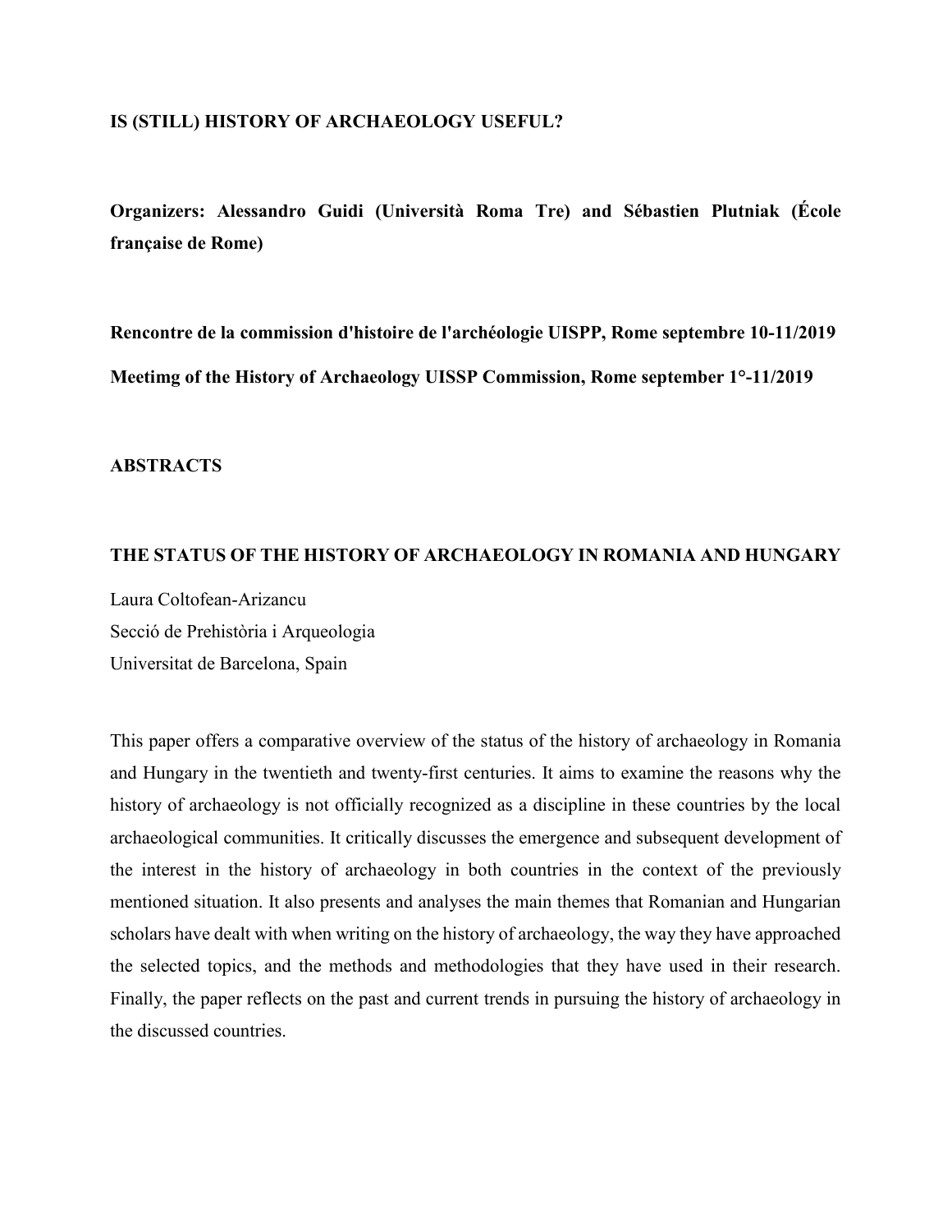**IS (STILL) HISTORY OF ARCHAEOLOGY USEFUL?**

**Organizers: Alessandro Guidi (Università Roma Tre) and Sébastien Plutniak (École française de Rome)**

**Rencontre de la commission d'histoire de l'archéologie UISPP, Rome septembre 10-11/2019**

**Meetimg of the History of Archaeology UISSP Commission, Rome september 1°-11/2019**

**ABSTRACTS**

## THE STATUS OF THE HISTORY OF ARCHAEOLOGY IN ROMANIA AND HUNGARY

Laura Coltofean-Arizancu
Secció de Prehistòria i Arqueologia
Universitat de Barcelona, Spain

This paper offers a comparative overview of the status of the history of archaeology in Romania and Hungary in the twentieth and twenty-first centuries. It aims to examine the reasons why the history of archaeology is not officially recognized as a discipline in these countries by the local archaeological communities. It critically discusses the emergence and subsequent development of the interest in the history of archaeology in both countries in the context of the previously mentioned situation. It also presents and analyses the main themes that Romanian and Hungarian scholars have dealt with when writing on the history of archaeology, the way they have approached the selected topics, and the methods and methodologies that they have used in their research. Finally, the paper reflects on the past and current trends in pursuing the history of archaeology in the discussed countries.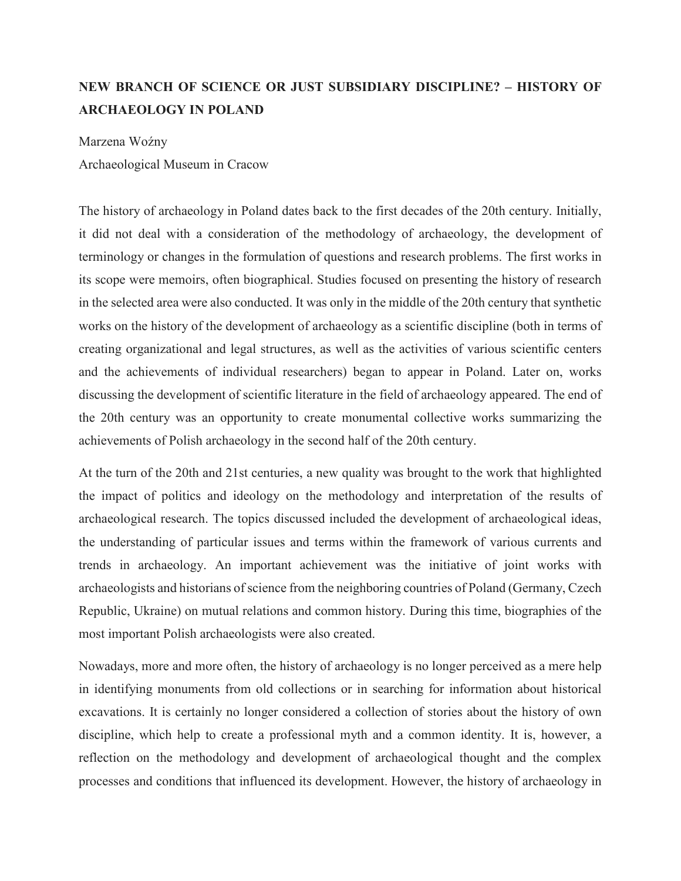**NEW BRANCH OF SCIENCE OR JUST SUBSIDIARY DISCIPLINE? – HISTORY OF ARCHAEOLOGY IN POLAND**

Marzena Woźny

Archaeological Museum in Cracow

The history of archaeology in Poland dates back to the first decades of the 20th century. Initially, it did not deal with a consideration of the methodology of archaeology, the development of terminology or changes in the formulation of questions and research problems. The first works in its scope were memoirs, often biographical. Studies focused on presenting the history of research in the selected area were also conducted. It was only in the middle of the 20th century that synthetic works on the history of the development of archaeology as a scientific discipline (both in terms of creating organizational and legal structures, as well as the activities of various scientific centers and the achievements of individual researchers) began to appear in Poland. Later on, works discussing the development of scientific literature in the field of archaeology appeared. The end of the 20th century was an opportunity to create monumental collective works summarizing the achievements of Polish archaeology in the second half of the 20th century.

At the turn of the 20th and 21st centuries, a new quality was brought to the work that highlighted the impact of politics and ideology on the methodology and interpretation of the results of archaeological research. The topics discussed included the development of archaeological ideas, the understanding of particular issues and terms within the framework of various currents and trends in archaeology. An important achievement was the initiative of joint works with archaeologists and historians of science from the neighboring countries of Poland (Germany, Czech Republic, Ukraine) on mutual relations and common history. During this time, biographies of the most important Polish archaeologists were also created.

Nowadays, more and more often, the history of archaeology is no longer perceived as a mere help in identifying monuments from old collections or in searching for information about historical excavations. It is certainly no longer considered a collection of stories about the history of own discipline, which help to create a professional myth and a common identity. It is, however, a reflection on the methodology and development of archaeological thought and the complex processes and conditions that influenced its development. However, the history of archaeology in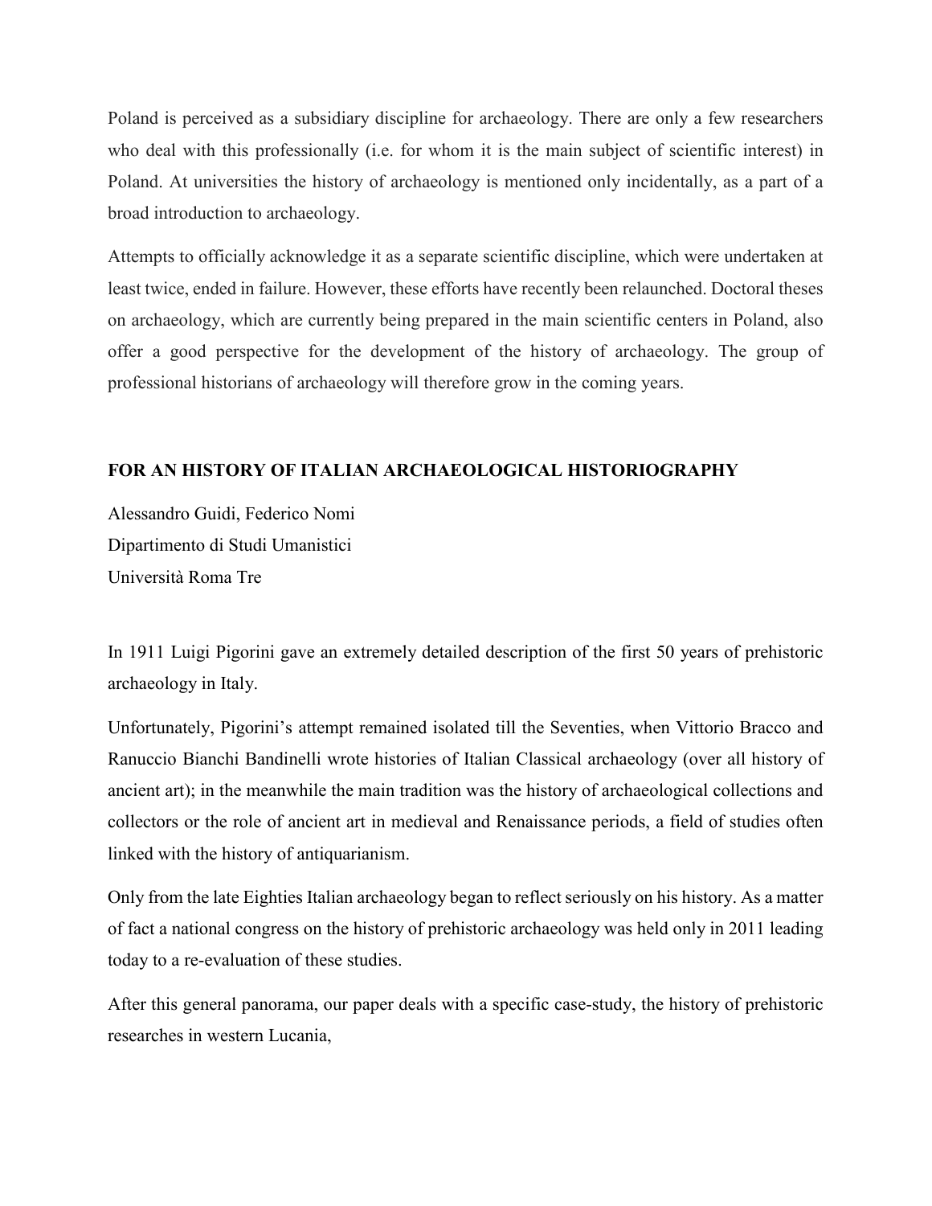Poland is perceived as a subsidiary discipline for archaeology. There are only a few researchers who deal with this professionally (i.e. for whom it is the main subject of scientific interest) in Poland. At universities the history of archaeology is mentioned only incidentally, as a part of a broad introduction to archaeology.

Attempts to officially acknowledge it as a separate scientific discipline, which were undertaken at least twice, ended in failure. However, these efforts have recently been relaunched. Doctoral theses on archaeology, which are currently being prepared in the main scientific centers in Poland, also offer a good perspective for the development of the history of archaeology. The group of professional historians of archaeology will therefore grow in the coming years.

## FOR AN HISTORY OF ITALIAN ARCHAEOLOGICAL HISTORIOGRAPHY

Alessandro Guidi, Federico Nomi
Dipartimento di Studi Umanistici
Università Roma Tre

In 1911 Luigi Pigorini gave an extremely detailed description of the first 50 years of prehistoric archaeology in Italy.

Unfortunately, Pigorini's attempt remained isolated till the Seventies, when Vittorio Bracco and Ranuccio Bianchi Bandinelli wrote histories of Italian Classical archaeology (over all history of ancient art); in the meanwhile the main tradition was the history of archaeological collections and collectors or the role of ancient art in medieval and Renaissance periods, a field of studies often linked with the history of antiquarianism.

Only from the late Eighties Italian archaeology began to reflect seriously on his history. As a matter of fact a national congress on the history of prehistoric archaeology was held only in 2011 leading today to a re-evaluation of these studies.

After this general panorama, our paper deals with a specific case-study, the history of prehistoric researches in western Lucania,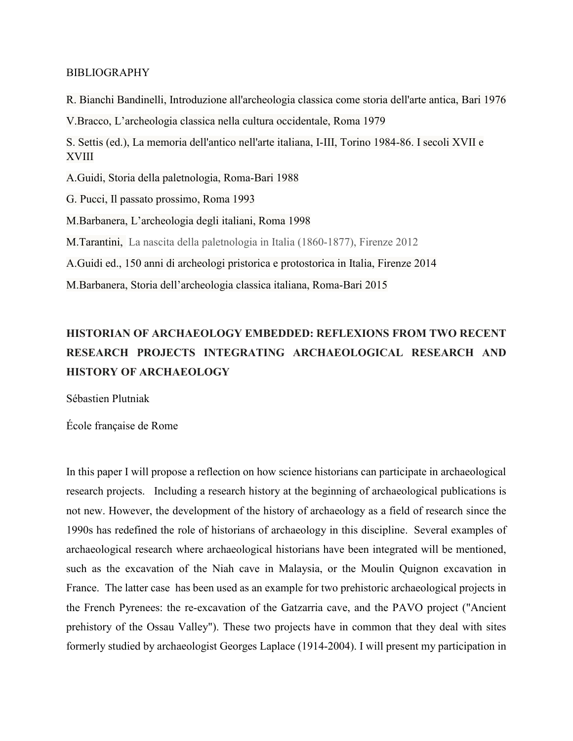BIBLIOGRAPHY

R. Bianchi Bandinelli, Introduzione all'archeologia classica come storia dell'arte antica, Bari 1976

V.Bracco, L'archeologia classica nella cultura occidentale, Roma 1979

S. Settis (ed.), La memoria dell'antico nell'arte italiana, I-III, Torino 1984-86. I secoli XVII e XVIII

A.Guidi, Storia della paletnologia, Roma-Bari 1988

G. Pucci, Il passato prossimo, Roma 1993

M.Barbanera, L'archeologia degli italiani, Roma 1998

M.Tarantini, La nascita della paletnologia in Italia (1860-1877), Firenze 2012

A.Guidi ed., 150 anni di archeologi pristorica e protostorica in Italia, Firenze 2014

M.Barbanera, Storia dell'archeologia classica italiana, Roma-Bari 2015

## HISTORIAN OF ARCHAEOLOGY EMBEDDED: REFLEXIONS FROM TWO RECENT RESEARCH PROJECTS INTEGRATING ARCHAEOLOGICAL RESEARCH AND HISTORY OF ARCHAEOLOGY

Sébastien Plutniak

École française de Rome

In this paper I will propose a reflection on how science historians can participate in archaeological research projects. Including a research history at the beginning of archaeological publications is not new. However, the development of the history of archaeology as a field of research since the 1990s has redefined the role of historians of archaeology in this discipline. Several examples of archaeological research where archaeological historians have been integrated will be mentioned, such as the excavation of the Niah cave in Malaysia, or the Moulin Quignon excavation in France. The latter case has been used as an example for two prehistoric archaeological projects in the French Pyrenees: the re-excavation of the Gatzarria cave, and the PAVO project ("Ancient prehistory of the Ossau Valley"). These two projects have in common that they deal with sites formerly studied by archaeologist Georges Laplace (1914-2004). I will present my participation in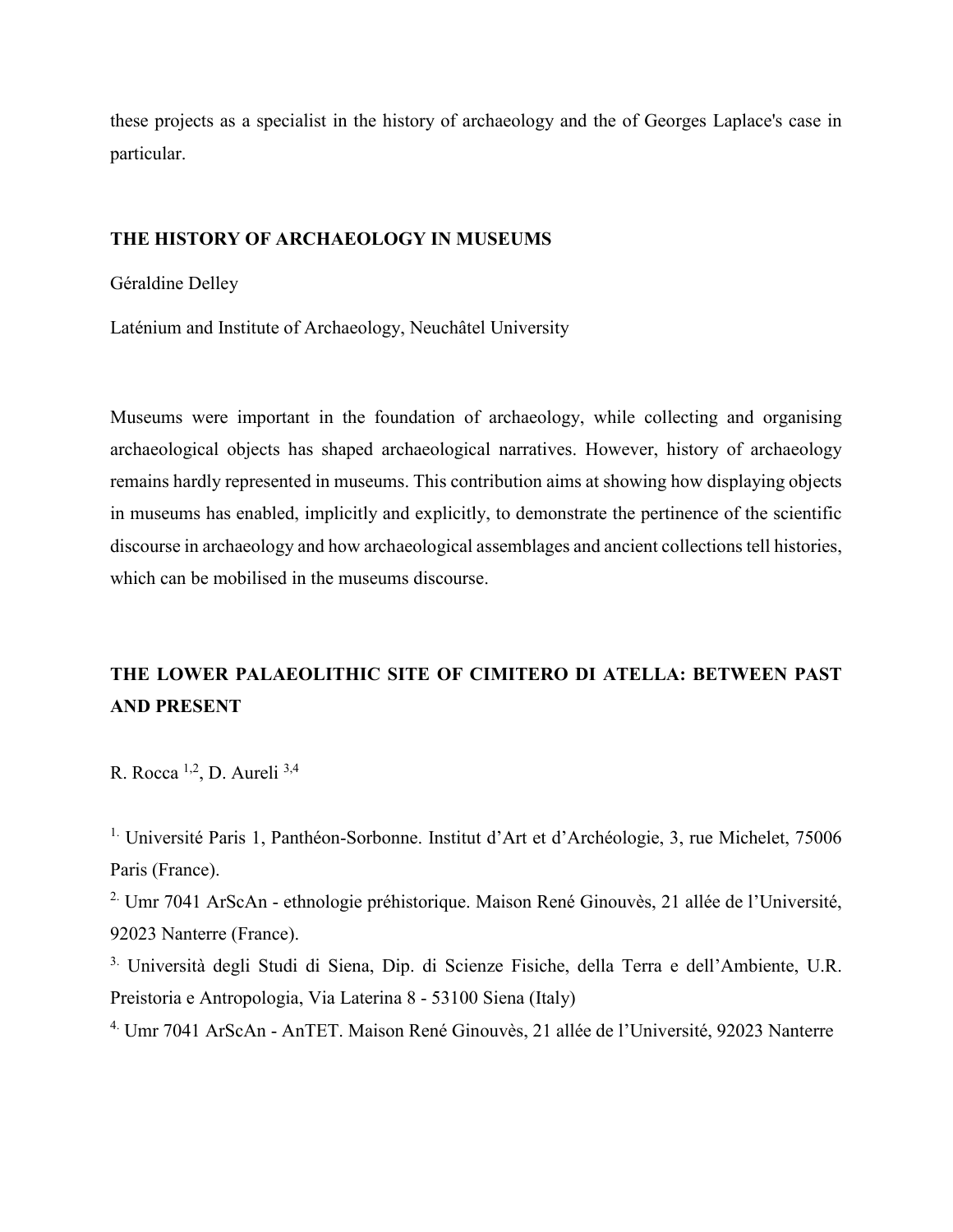these projects as a specialist in the history of archaeology and the of Georges Laplace's case in particular.

## THE HISTORY OF ARCHAEOLOGY IN MUSEUMS

Géraldine Delley

Laténium and Institute of Archaeology, Neuchâtel University

Museums were important in the foundation of archaeology, while collecting and organising archaeological objects has shaped archaeological narratives. However, history of archaeology remains hardly represented in museums. This contribution aims at showing how displaying objects in museums has enabled, implicitly and explicitly, to demonstrate the pertinence of the scientific discourse in archaeology and how archaeological assemblages and ancient collections tell histories, which can be mobilised in the museums discourse.

## THE LOWER PALAEOLITHIC SITE OF CIMITERO DI ATELLA: BETWEEN PAST AND PRESENT

R. Rocca [1,2], D. Aureli [3,4]

[1.] Université Paris 1, Panthéon-Sorbonne. Institut d'Art et d'Archéologie, 3, rue Michelet, 75006 Paris (France).

[2.] Umr 7041 ArScAn - ethnologie préhistorique. Maison René Ginouvès, 21 allée de l'Université, 92023 Nanterre (France).

[3.] Università degli Studi di Siena, Dip. di Scienze Fisiche, della Terra e dell'Ambiente, U.R. Preistoria e Antropologia, Via Laterina 8 - 53100 Siena (Italy)

[4.] Umr 7041 ArScAn - AnTET. Maison René Ginouvès, 21 allée de l'Université, 92023 Nanterre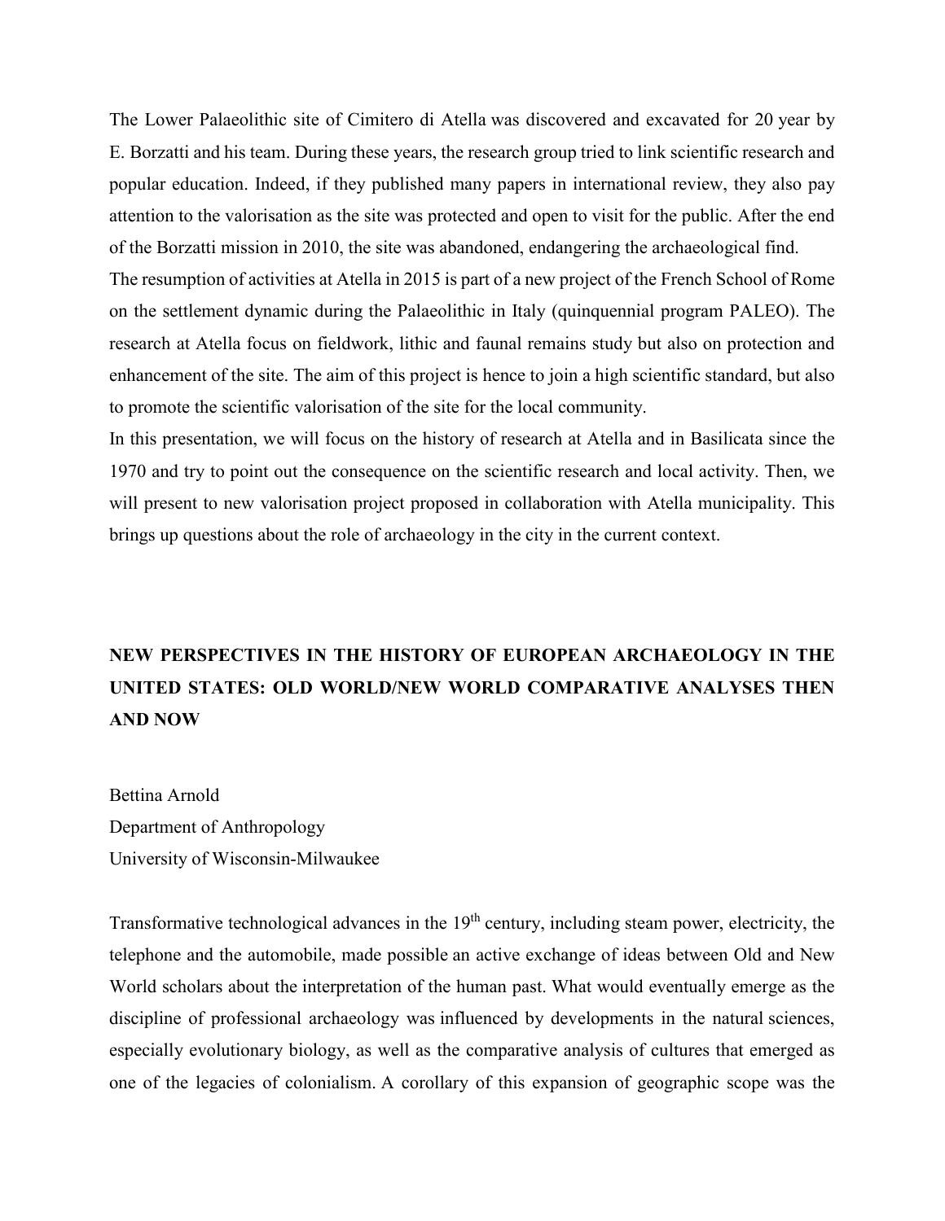The Lower Palaeolithic site of Cimitero di Atella was discovered and excavated for 20 year by E. Borzatti and his team. During these years, the research group tried to link scientific research and popular education. Indeed, if they published many papers in international review, they also pay attention to the valorisation as the site was protected and open to visit for the public. After the end of the Borzatti mission in 2010, the site was abandoned, endangering the archaeological find.

The resumption of activities at Atella in 2015 is part of a new project of the French School of Rome on the settlement dynamic during the Palaeolithic in Italy (quinquennial program PALEO). The research at Atella focus on fieldwork, lithic and faunal remains study but also on protection and enhancement of the site. The aim of this project is hence to join a high scientific standard, but also to promote the scientific valorisation of the site for the local community.

In this presentation, we will focus on the history of research at Atella and in Basilicata since the 1970 and try to point out the consequence on the scientific research and local activity. Then, we will present to new valorisation project proposed in collaboration with Atella municipality. This brings up questions about the role of archaeology in the city in the current context.

## NEW PERSPECTIVES IN THE HISTORY OF EUROPEAN ARCHAEOLOGY IN THE UNITED STATES: OLD WORLD/NEW WORLD COMPARATIVE ANALYSES THEN AND NOW

Bettina Arnold
Department of Anthropology
University of Wisconsin-Milwaukee

Transformative technological advances in the 19th century, including steam power, electricity, the telephone and the automobile, made possible an active exchange of ideas between Old and New World scholars about the interpretation of the human past. What would eventually emerge as the discipline of professional archaeology was influenced by developments in the natural sciences, especially evolutionary biology, as well as the comparative analysis of cultures that emerged as one of the legacies of colonialism. A corollary of this expansion of geographic scope was the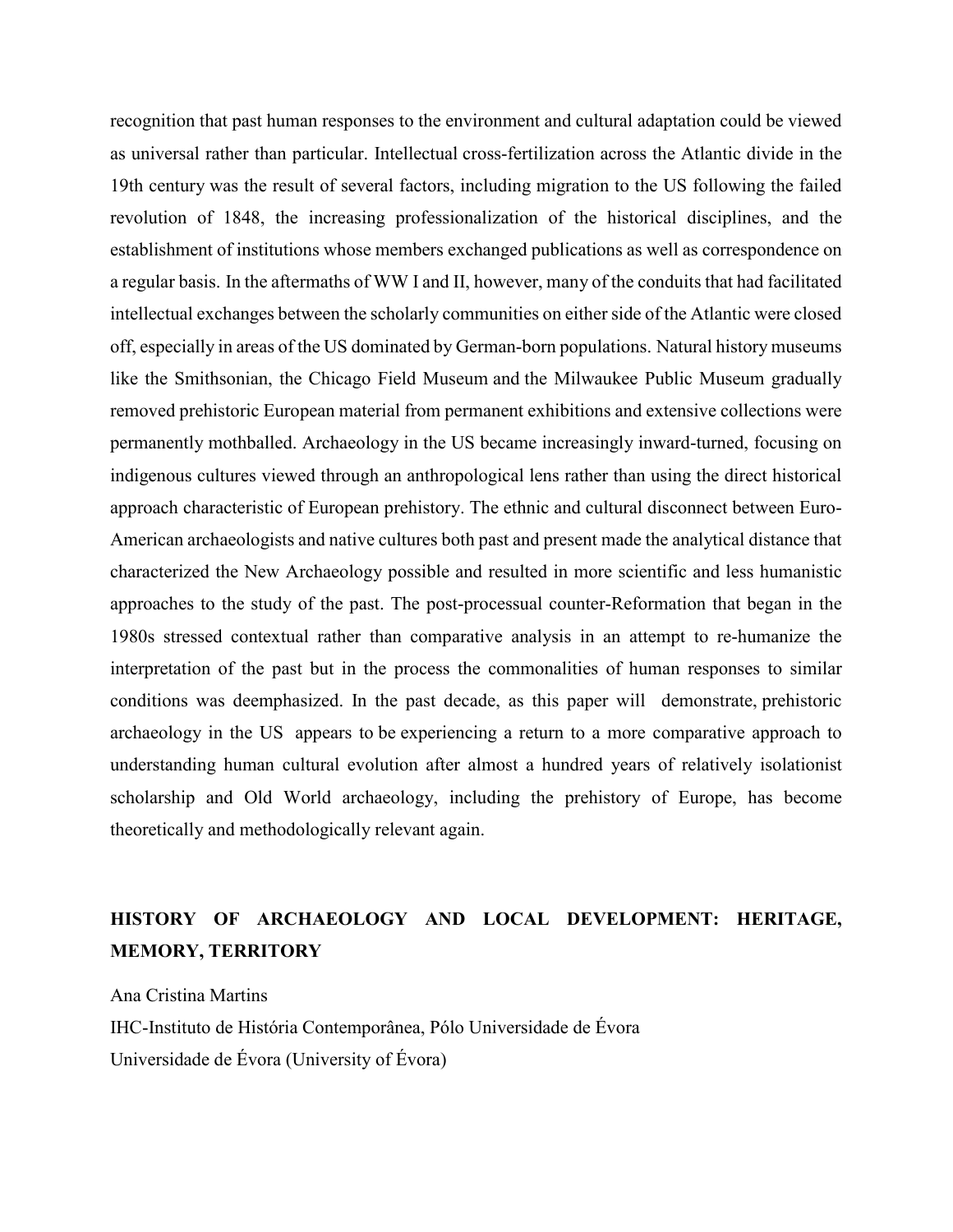recognition that past human responses to the environment and cultural adaptation could be viewed as universal rather than particular. Intellectual cross-fertilization across the Atlantic divide in the 19th century was the result of several factors, including migration to the US following the failed revolution of 1848, the increasing professionalization of the historical disciplines, and the establishment of institutions whose members exchanged publications as well as correspondence on a regular basis. In the aftermaths of WW I and II, however, many of the conduits that had facilitated intellectual exchanges between the scholarly communities on either side of the Atlantic were closed off, especially in areas of the US dominated by German-born populations. Natural history museums like the Smithsonian, the Chicago Field Museum and the Milwaukee Public Museum gradually removed prehistoric European material from permanent exhibitions and extensive collections were permanently mothballed. Archaeology in the US became increasingly inward-turned, focusing on indigenous cultures viewed through an anthropological lens rather than using the direct historical approach characteristic of European prehistory. The ethnic and cultural disconnect between Euro-American archaeologists and native cultures both past and present made the analytical distance that characterized the New Archaeology possible and resulted in more scientific and less humanistic approaches to the study of the past. The post-processual counter-Reformation that began in the 1980s stressed contextual rather than comparative analysis in an attempt to re-humanize the interpretation of the past but in the process the commonalities of human responses to similar conditions was deemphasized. In the past decade, as this paper will demonstrate, prehistoric archaeology in the US appears to be experiencing a return to a more comparative approach to understanding human cultural evolution after almost a hundred years of relatively isolationist scholarship and Old World archaeology, including the prehistory of Europe, has become theoretically and methodologically relevant again.

## HISTORY OF ARCHAEOLOGY AND LOCAL DEVELOPMENT: HERITAGE, MEMORY, TERRITORY

Ana Cristina Martins

IHC-Instituto de História Contemporânea, Pólo Universidade de Évora

Universidade de Évora (University of Évora)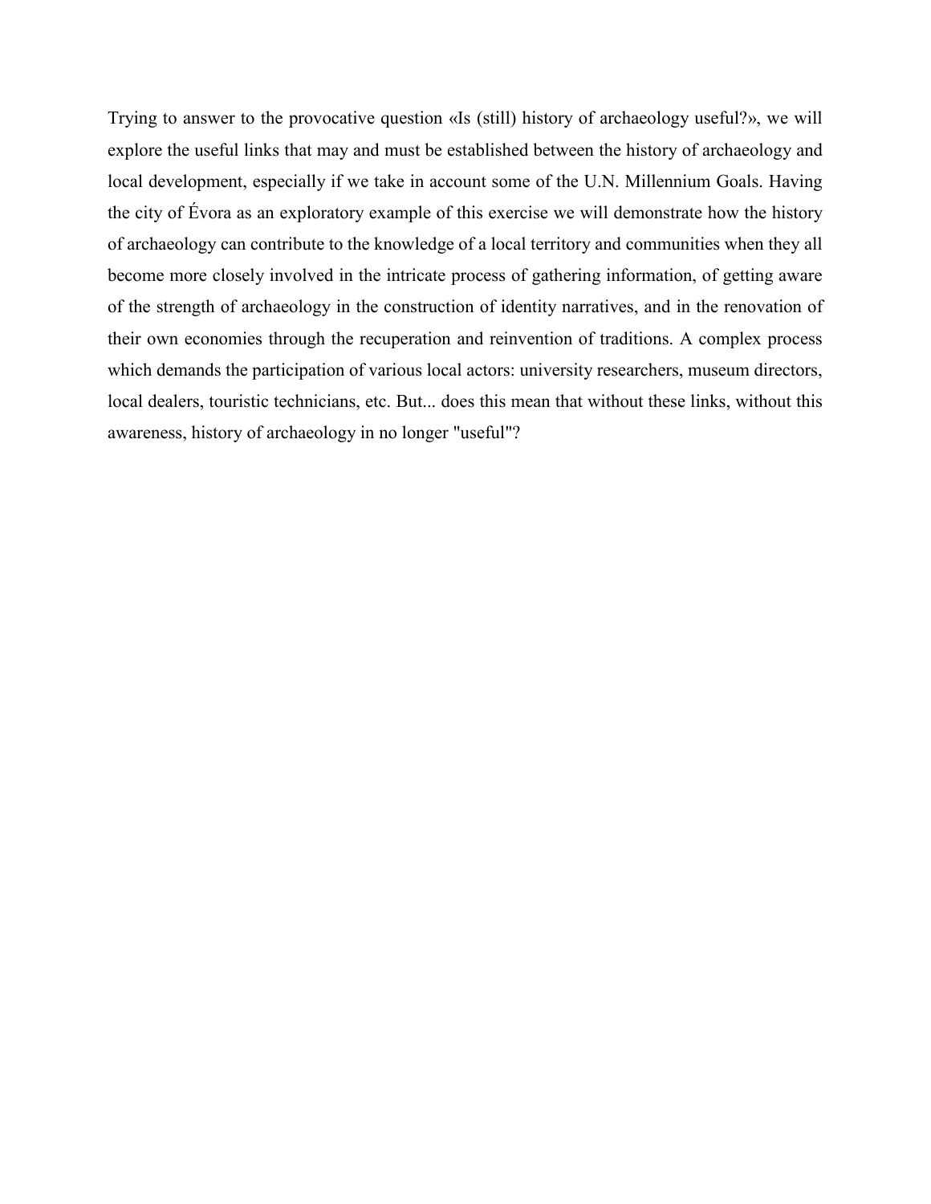Trying to answer to the provocative question «Is (still) history of archaeology useful?», we will explore the useful links that may and must be established between the history of archaeology and local development, especially if we take in account some of the U.N. Millennium Goals. Having the city of Évora as an exploratory example of this exercise we will demonstrate how the history of archaeology can contribute to the knowledge of a local territory and communities when they all become more closely involved in the intricate process of gathering information, of getting aware of the strength of archaeology in the construction of identity narratives, and in the renovation of their own economies through the recuperation and reinvention of traditions. A complex process which demands the participation of various local actors: university researchers, museum directors, local dealers, touristic technicians, etc. But... does this mean that without these links, without this awareness, history of archaeology in no longer "useful"?